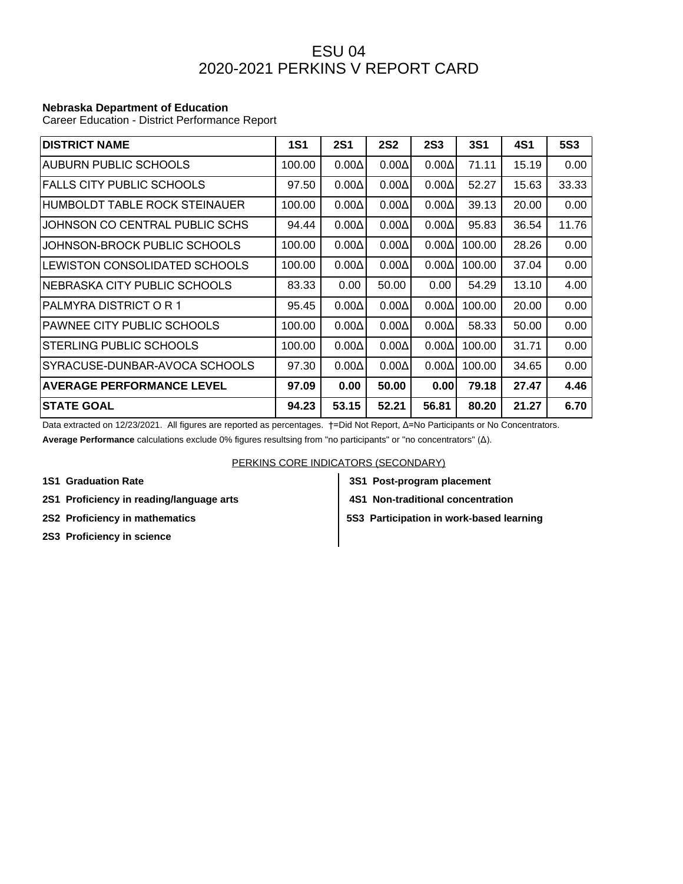# ESU 04
# 2020-2021 PERKINS V REPORT CARD

**Nebraska Department of Education**
Career Education - District Performance Report

| DISTRICT NAME | 1S1 | 2S1 | 2S2 | 2S3 | 3S1 | 4S1 | 5S3 |
|---|---|---|---|---|---|---|---|
| AUBURN PUBLIC SCHOOLS | 100.00 | 0.00Δ | 0.00Δ | 0.00Δ | 71.11 | 15.19 | 0.00 |
| FALLS CITY PUBLIC SCHOOLS | 97.50 | 0.00Δ | 0.00Δ | 0.00Δ | 52.27 | 15.63 | 33.33 |
| HUMBOLDT TABLE ROCK STEINAUER | 100.00 | 0.00Δ | 0.00Δ | 0.00Δ | 39.13 | 20.00 | 0.00 |
| JOHNSON CO CENTRAL PUBLIC SCHS | 94.44 | 0.00Δ | 0.00Δ | 0.00Δ | 95.83 | 36.54 | 11.76 |
| JOHNSON-BROCK PUBLIC SCHOOLS | 100.00 | 0.00Δ | 0.00Δ | 0.00Δ | 100.00 | 28.26 | 0.00 |
| LEWISTON CONSOLIDATED SCHOOLS | 100.00 | 0.00Δ | 0.00Δ | 0.00Δ | 100.00 | 37.04 | 0.00 |
| NEBRASKA CITY PUBLIC SCHOOLS | 83.33 | 0.00 | 50.00 | 0.00 | 54.29 | 13.10 | 4.00 |
| PALMYRA DISTRICT O R 1 | 95.45 | 0.00Δ | 0.00Δ | 0.00Δ | 100.00 | 20.00 | 0.00 |
| PAWNEE CITY PUBLIC SCHOOLS | 100.00 | 0.00Δ | 0.00Δ | 0.00Δ | 58.33 | 50.00 | 0.00 |
| STERLING PUBLIC SCHOOLS | 100.00 | 0.00Δ | 0.00Δ | 0.00Δ | 100.00 | 31.71 | 0.00 |
| SYRACUSE-DUNBAR-AVOCA SCHOOLS | 97.30 | 0.00Δ | 0.00Δ | 0.00Δ | 100.00 | 34.65 | 0.00 |
| **AVERAGE PERFORMANCE LEVEL** | **97.09** | **0.00** | **50.00** | **0.00** | **79.18** | **27.47** | **4.46** |
| **STATE GOAL** | **94.23** | **53.15** | **52.21** | **56.81** | **80.20** | **21.27** | **6.70** |

Data extracted on 12/23/2021. All figures are reported as percentages. †=Did Not Report, Δ=No Participants or No Concentrators.

**Average Performance** calculations exclude 0% figures resultsing from "no participants" or "no concentrators" (Δ).

PERKINS CORE INDICATORS (SECONDARY)

**1S1 Graduation Rate**

**2S1 Proficiency in reading/language arts**

**2S2 Proficiency in mathematics**

**2S3 Proficiency in science**

**3S1 Post-program placement**

**4S1 Non-traditional concentration**

**5S3 Participation in work-based learning**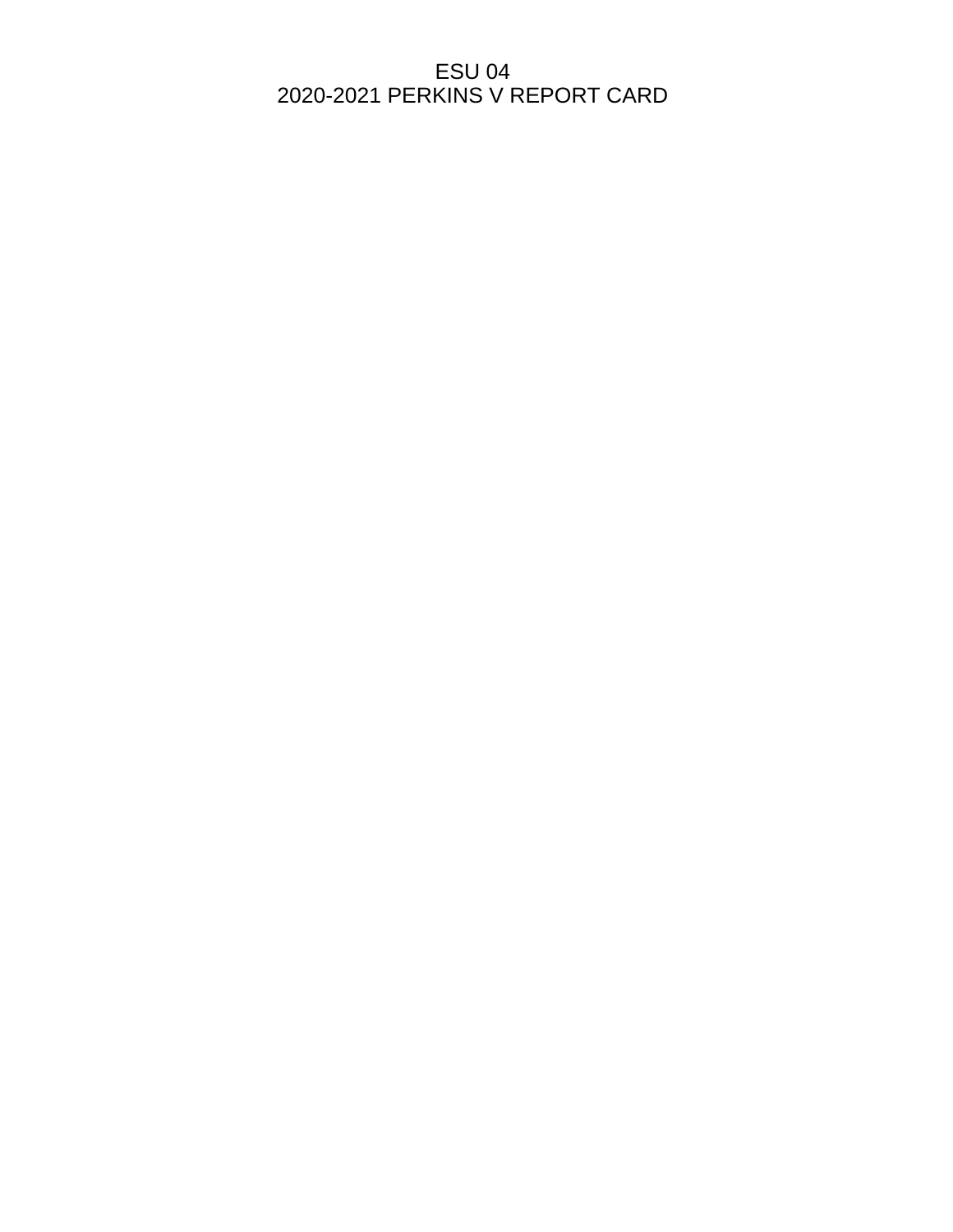# ESU 04

## 2020-2021 PERKINS V REPORT CARD